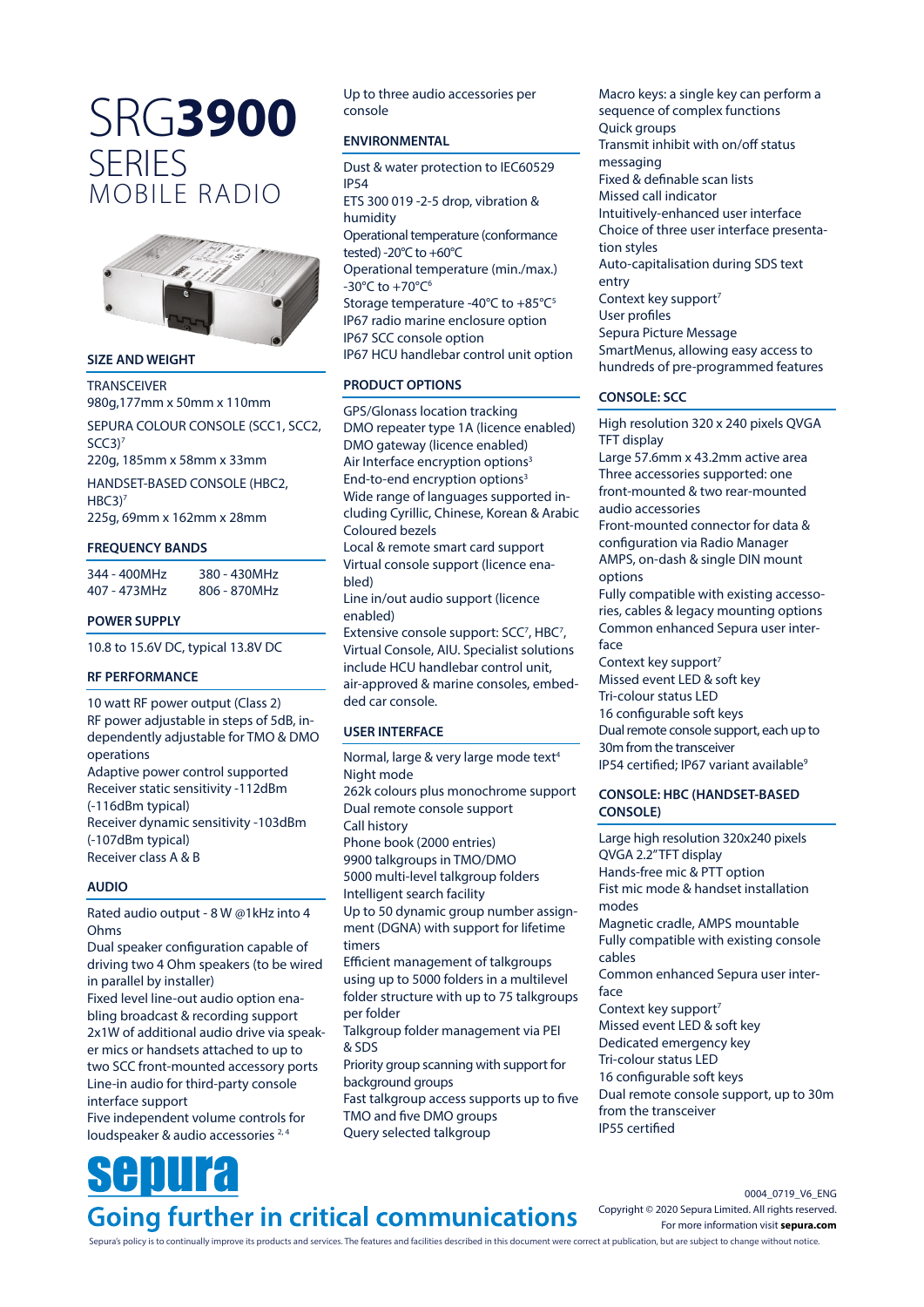# SRG3900 SERIES MOBILE RADIO

## SIZE AND WEIGHT

TRANSCEIVER
980g,177mm x 50mm x 110mm

SEPURA COLOUR CONSOLE (SCC1, SCC2, SCC3)[7]
220g, 185mm x 58mm x 33mm

HANDSET-BASED CONSOLE (HBC2, HBC3)[7]
225g, 69mm x 162mm x 28mm

## FREQUENCY BANDS

| | |
|---|---|
| 344 - 400MHz | 380 - 430MHz |
| 407 - 473MHz | 806 - 870MHz |

## POWER SUPPLY

10.8 to 15.6V DC, typical 13.8V DC

## RF PERFORMANCE

10 watt RF power output (Class 2)
RF power adjustable in steps of 5dB, independently adjustable for TMO & DMO operations
Adaptive power control supported
Receiver static sensitivity -112dBm (-116dBm typical)
Receiver dynamic sensitivity -103dBm (-107dBm typical)
Receiver class A & B

## AUDIO

Rated audio output - 8 W @1kHz into 4 Ohms
Dual speaker configuration capable of driving two 4 Ohm speakers (to be wired in parallel by installer)
Fixed level line-out audio option enabling broadcast & recording support
2x1W of additional audio drive via speaker mics or handsets attached to up to two SCC front-mounted accessory ports
Line-in audio for third-party console interface support
Five independent volume controls for loudspeaker & audio accessories [2, 4]
Up to three audio accessories per console

## ENVIRONMENTAL

Dust & water protection to IEC60529 IP54
ETS 300 019 -2-5 drop, vibration & humidity
Operational temperature (conformance tested) -20°C to +60°C
Operational temperature (min./max.) -30°C to +70°C[6]
Storage temperature -40°C to +85°C[5]
IP67 radio marine enclosure option
IP67 SCC console option
IP67 HCU handlebar control unit option

## PRODUCT OPTIONS

GPS/Glonass location tracking
DMO repeater type 1A (licence enabled)
DMO gateway (licence enabled)
Air Interface encryption options[3]
End-to-end encryption options[3]
Wide range of languages supported including Cyrillic, Chinese, Korean & Arabic
Coloured bezels
Local & remote smart card support
Virtual console support (licence enabled)
Line in/out audio support (licence enabled)
Extensive console support: SCC[7], HBC[7], Virtual Console, AIU. Specialist solutions include HCU handlebar control unit, air-approved & marine consoles, embedded car console.

## USER INTERFACE

Normal, large & very large mode text[4]
Night mode
262k colours plus monochrome support
Dual remote console support
Call history
Phone book (2000 entries)
9900 talkgroups in TMO/DMO
5000 multi-level talkgroup folders
Intelligent search facility
Up to 50 dynamic group number assignment (DGNA) with support for lifetime timers
Efficient management of talkgroups using up to 5000 folders in a multilevel folder structure with up to 75 talkgroups per folder
Talkgroup folder management via PEI & SDS
Priority group scanning with support for background groups
Fast talkgroup access supports up to five TMO and five DMO groups
Query selected talkgroup
Macro keys: a single key can perform a sequence of complex functions
Quick groups
Transmit inhibit with on/off status messaging
Fixed & definable scan lists
Missed call indicator
Intuitively-enhanced user interface
Choice of three user interface presentation styles
Auto-capitalisation during SDS text entry
Context key support[7]
User profiles
Sepura Picture Message
SmartMenus, allowing easy access to hundreds of pre-programmed features

## CONSOLE: SCC

High resolution 320 x 240 pixels QVGA TFT display
Large 57.6mm x 43.2mm active area
Three accessories supported: one front-mounted & two rear-mounted audio accessories
Front-mounted connector for data & configuration via Radio Manager
AMPS, on-dash & single DIN mount options
Fully compatible with existing accessories, cables & legacy mounting options
Common enhanced Sepura user interface
Context key support[7]
Missed event LED & soft key
Tri-colour status LED
16 configurable soft keys
Dual remote console support, each up to 30m from the transceiver
IP54 certified; IP67 variant available[9]

## CONSOLE: HBC (HANDSET-BASED CONSOLE)

Large high resolution 320x240 pixels QVGA 2.2"TFT display
Hands-free mic & PTT option
Fist mic mode & handset installation modes
Magnetic cradle, AMPS mountable
Fully compatible with existing console cables
Common enhanced Sepura user interface
Context key support[7]
Missed event LED & soft key
Dedicated emergency key
Tri-colour status LED
16 configurable soft keys
Dual remote console support, up to 30m from the transceiver
IP55 certified

sepura
**Going further in critical communications**

0004_0719_V6_ENG
Copyright © 2020 Sepura Limited. All rights reserved.
For more information visit **sepura.com**

Sepura's policy is to continually improve its products and services. The features and facilities described in this document were correct at publication, but are subject to change without notice.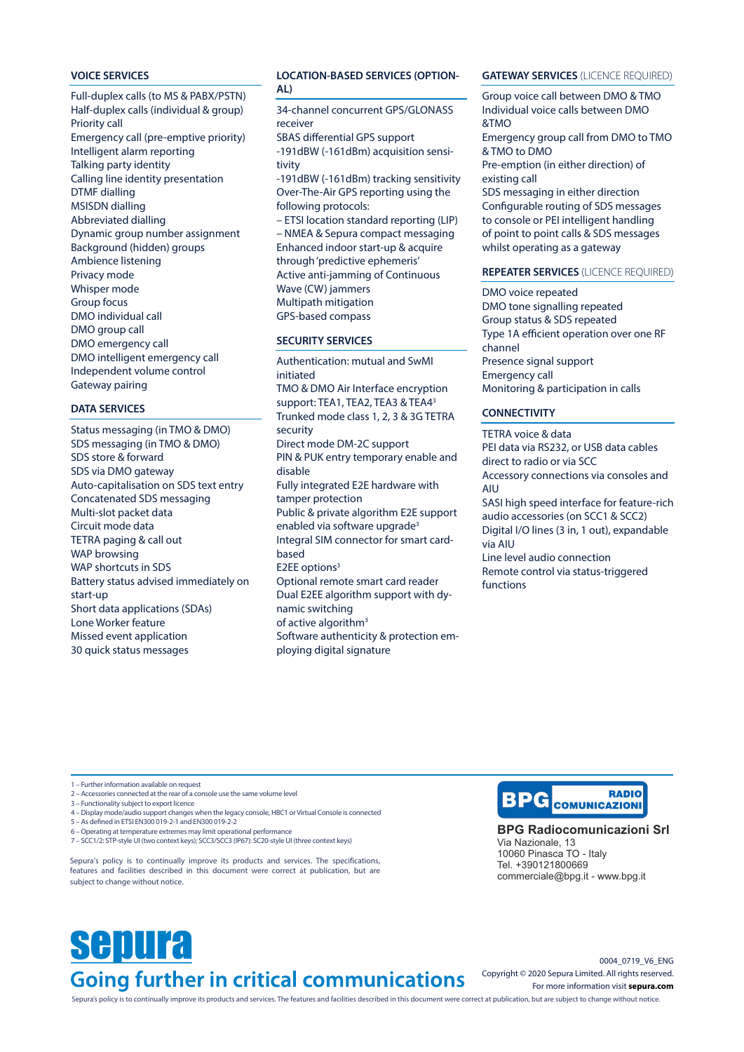## VOICE SERVICES

Full-duplex calls (to MS & PABX/PSTN)
Half-duplex calls (individual & group)
Priority call
Emergency call (pre-emptive priority)
Intelligent alarm reporting
Talking party identity
Calling line identity presentation
DTMF dialling
MSISDN dialling
Abbreviated dialling
Dynamic group number assignment
Background (hidden) groups
Ambience listening
Privacy mode
Whisper mode
Group focus
DMO individual call
DMO group call
DMO emergency call
DMO intelligent emergency call
Independent volume control
Gateway pairing

## DATA SERVICES

Status messaging (in TMO & DMO)
SDS messaging (in TMO & DMO)
SDS store & forward
SDS via DMO gateway
Auto-capitalisation on SDS text entry
Concatenated SDS messaging
Multi-slot packet data
Circuit mode data
TETRA paging & call out
WAP browsing
WAP shortcuts in SDS
Battery status advised immediately on start-up
Short data applications (SDAs)
Lone Worker feature
Missed event application
30 quick status messages

## LOCATION-BASED SERVICES (OPTIONAL)

34-channel concurrent GPS/GLONASS receiver
SBAS differential GPS support
-191dBW (-161dBm) acquisition sensitivity
-191dBW (-161dBm) tracking sensitivity
Over-The-Air GPS reporting using the following protocols:
– ETSI location standard reporting (LIP)
– NMEA & Sepura compact messaging
Enhanced indoor start-up & acquire through 'predictive ephemeris'
Active anti-jamming of Continuous Wave (CW) jammers
Multipath mitigation
GPS-based compass

## SECURITY SERVICES

Authentication: mutual and SwMI initiated
TMO & DMO Air Interface encryption support: TEA1, TEA2, TEA3 & TEA4[3]
Trunked mode class 1, 2, 3 & 3G TETRA security
Direct mode DM-2C support
PIN & PUK entry temporary enable and disable
Fully integrated E2E hardware with tamper protection
Public & private algorithm E2E support enabled via software upgrade[3]
Integral SIM connector for smart card-based
E2EE options[3]
Optional remote smart card reader
Dual E2EE algorithm support with dynamic switching
of active algorithm[3]
Software authenticity & protection employing digital signature

## GATEWAY SERVICES (LICENCE REQUIRED)

Group voice call between DMO & TMO
Individual voice calls between DMO &TMO
Emergency group call from DMO to TMO & TMO to DMO
Pre-emption (in either direction) of existing call
SDS messaging in either direction
Configurable routing of SDS messages to console or PEI intelligent handling of point to point calls & SDS messages whilst operating as a gateway

## REPEATER SERVICES (LICENCE REQUIRED)

DMO voice repeated
DMO tone signalling repeated
Group status & SDS repeated
Type 1A efficient operation over one RF channel
Presence signal support
Emergency call
Monitoring & participation in calls

## CONNECTIVITY

TETRA voice & data
PEI data via RS232, or USB data cables direct to radio or via SCC
Accessory connections via consoles and AIU
SASI high speed interface for feature-rich audio accessories (on SCC1 & SCC2)
Digital I/O lines (3 in, 1 out), expandable via AIU
Line level audio connection
Remote control via status-triggered functions

1 – Further information available on request
2 – Accessories connected at the rear of a console use the same volume level
3 – Functionality subject to export licence
4 – Display mode/audio support changes when the legacy console, HBC1 or Virtual Console is connected
5 – As defined in ETSI EN300 019-2-1 and EN300 019-2-2
6 – Operating at temperature extremes may limit operational performance
7 – SCC1/2: STP-style UI (two context keys); SCC3/SCC3 (IP67): SC20-style UI (three context keys)

Sepura's policy is to continually improve its products and services. The specifications, features and facilities described in this document were correct at publication, but are subject to change without notice.

BPG RADIO COMUNICAZIONI

**BPG Radiocomunicazioni Srl**
Via Nazionale, 13
10060 Pinasca TO - Italy
Tel. +390121800669
commerciale@bpg.it - www.bpg.it

sepura
**Going further in critical communications**

0004_0719_V6_ENG
Copyright © 2020 Sepura Limited. All rights reserved.
For more information visit **sepura.com**

Sepura's policy is to continually improve its products and services. The features and facilities described in this document were correct at publication, but are subject to change without notice.